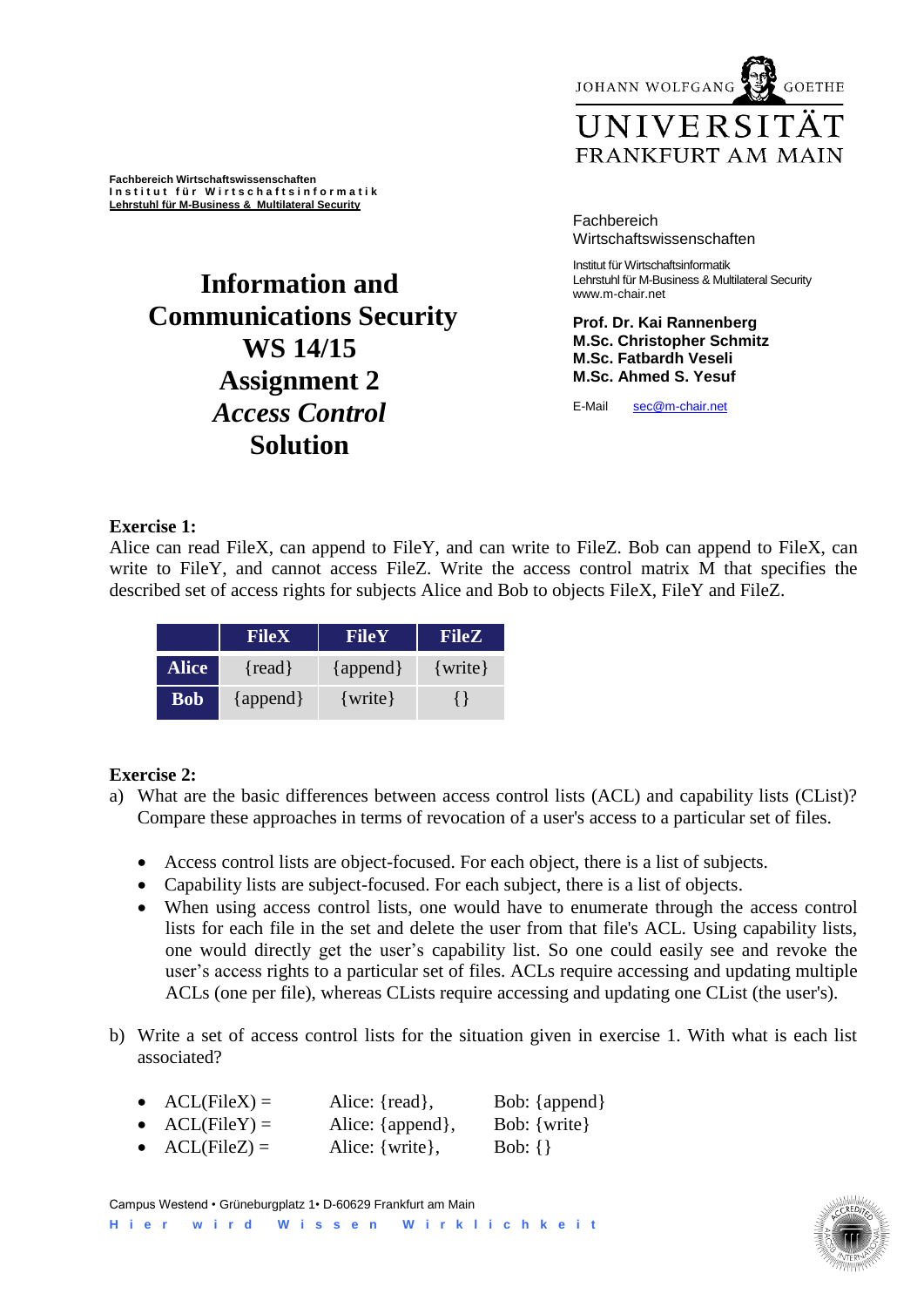Fachbereich Wirtschaftswissenschaften
Institut für Wirtschaftsinformatik
Lehrstuhl für M-Business & Multilateral Security

JOHANN WOLFGANG GOETHE
UNIVERSITÄT
FRANKFURT AM MAIN

Fachbereich Wirtschaftswissenschaften

Institut für Wirtschaftsinformatik
Lehrstuhl für M-Business & Multilateral Security
www.m-chair.net

**Prof. Dr. Kai Rannenberg**
**M.Sc. Christopher Schmitz**
**M.Sc. Fatbardh Veseli**
**M.Sc. Ahmed S. Yesuf**

E-Mail sec@m-chair.net

# Information and Communications Security WS 14/15 Assignment 2 *Access Control* Solution

**Exercise 1:**

Alice can read FileX, can append to FileY, and can write to FileZ. Bob can append to FileX, can write to FileY, and cannot access FileZ. Write the access control matrix M that specifies the described set of access rights for subjects Alice and Bob to objects FileX, FileY and FileZ.

| | FileX | FileY | FileZ |
|---|---|---|---|
| **Alice** | {read} | {append} | {write} |
| **Bob** | {append} | {write} | {} |

**Exercise 2:**

a) What are the basic differences between access control lists (ACL) and capability lists (CList)? Compare these approaches in terms of revocation of a user's access to a particular set of files.

- Access control lists are object-focused. For each object, there is a list of subjects.
- Capability lists are subject-focused. For each subject, there is a list of objects.
- When using access control lists, one would have to enumerate through the access control lists for each file in the set and delete the user from that file's ACL. Using capability lists, one would directly get the user's capability list. So one could easily see and revoke the user's access rights to a particular set of files. ACLs require accessing and updating multiple ACLs (one per file), whereas CLists require accessing and updating one CList (the user's).

b) Write a set of access control lists for the situation given in exercise 1. With what is each list associated?

- ACL(FileX) = Alice: {read}, Bob: {append}
- ACL(FileY) = Alice: {append}, Bob: {write}
- ACL(FileZ) = Alice: {write}, Bob: {}

Campus Westend • Grüneburgplatz 1• D-60629 Frankfurt am Main
Hier wird Wissen Wirklichkeit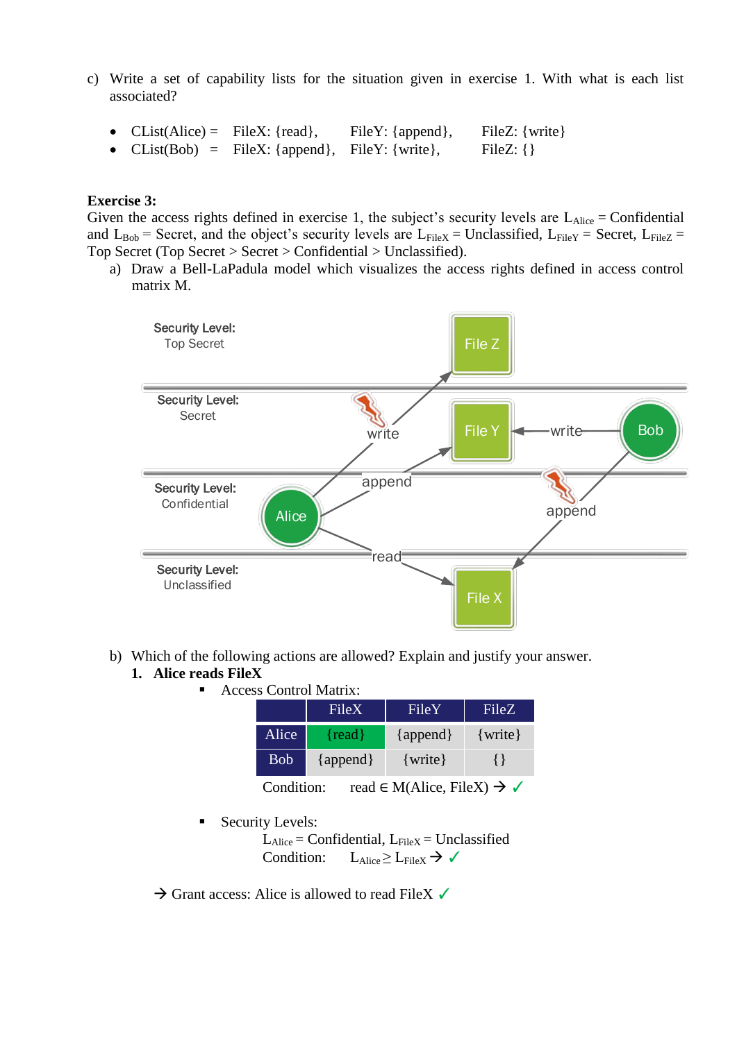c) Write a set of capability lists for the situation given in exercise 1. With what is each list associated?

- CList(Alice) = FileX: {read}, FileY: {append}, FileZ: {write}
- CList(Bob) = FileX: {append}, FileY: {write}, FileZ: {}

**Exercise 3:**
Given the access rights defined in exercise 1, the subject's security levels are $L_{Alice}$ = Confidential and $L_{Bob}$ = Secret, and the object's security levels are $L_{FileX}$ = Unclassified, $L_{FileY}$ = Secret, $L_{FileZ}$ = Top Secret (Top Secret > Secret > Confidential > Unclassified).

a) Draw a Bell-LaPadula model which visualizes the access rights defined in access control matrix M.

Security Level: Top Secret — File Z

Security Level: Secret — File Y, Bob

Security Level: Confidential — Alice

Security Level: Unclassified — File X

(Alice —write→ File Z [violation]; Alice —append→ File Y; Alice —read→ File X; Bob —write→ File Y; Bob —append→ File X [violation])

b) Which of the following actions are allowed? Explain and justify your answer.

**1. Alice reads FileX**

- Access Control Matrix:

| | FileX | FileY | FileZ |
|---|---|---|---|
| Alice | {read} | {append} | {write} |
| Bob | {append} | {write} | {} |

Condition: read ∈ M(Alice, FileX) → ✓

- Security Levels:

$L_{Alice}$ = Confidential, $L_{FileX}$ = Unclassified

Condition: $L_{Alice} \geq L_{FileX}$ → ✓

→ Grant access: Alice is allowed to read FileX ✓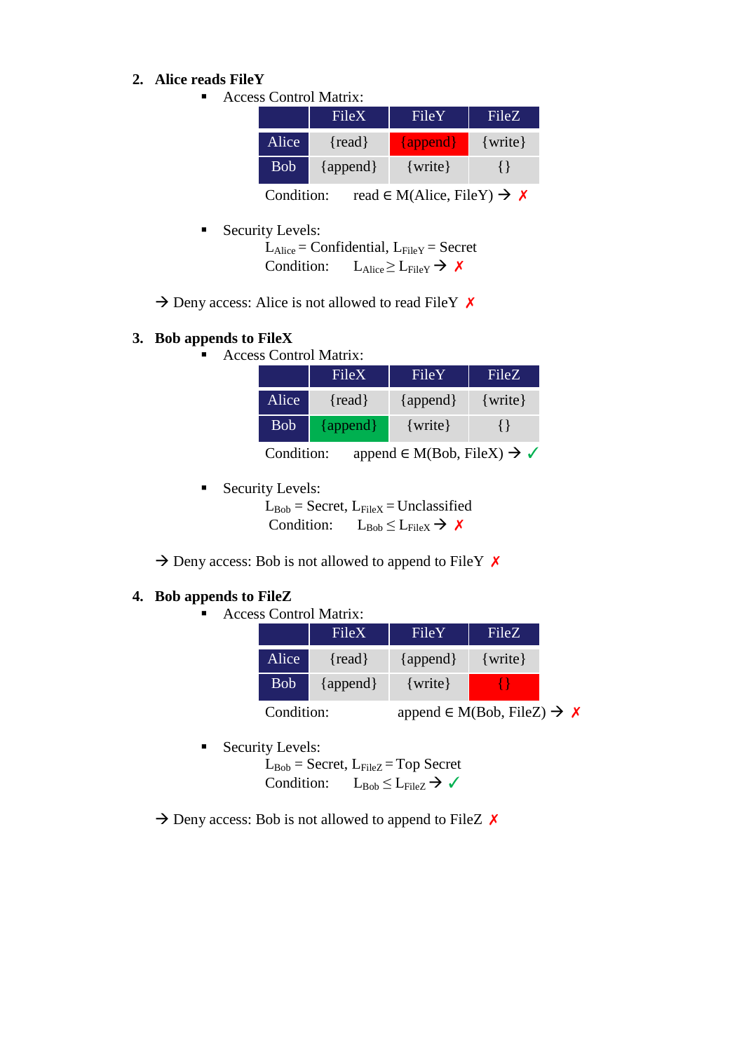2. **Alice reads FileY**
   - Access Control Matrix:

|  | FileX | FileY | FileZ |
|---|---|---|---|
| Alice | {read} | {append} | {write} |
| Bob | {append} | {write} | {} |

Condition: read ∈ M(Alice, FileY) → ✗

   - Security Levels:

$L_{Alice}$ = Confidential, $L_{FileY}$ = Secret

Condition: $L_{Alice} \geq L_{FileY}$ → ✗

→ Deny access: Alice is not allowed to read FileY ✗

3. **Bob appends to FileX**
   - Access Control Matrix:

|  | FileX | FileY | FileZ |
|---|---|---|---|
| Alice | {read} | {append} | {write} |
| Bob | {append} | {write} | {} |

Condition: append ∈ M(Bob, FileX) → ✓

   - Security Levels:

$L_{Bob}$ = Secret, $L_{FileX}$ = Unclassified

Condition: $L_{Bob} \leq L_{FileX}$ → ✗

→ Deny access: Bob is not allowed to append to FileY ✗

4. **Bob appends to FileZ**
   - Access Control Matrix:

|  | FileX | FileY | FileZ |
|---|---|---|---|
| Alice | {read} | {append} | {write} |
| Bob | {append} | {write} | {} |

Condition: append ∈ M(Bob, FileZ) → ✗

   - Security Levels:

$L_{Bob}$ = Secret, $L_{FileZ}$ = Top Secret

Condition: $L_{Bob} \leq L_{FileZ}$ → ✓

→ Deny access: Bob is not allowed to append to FileZ ✗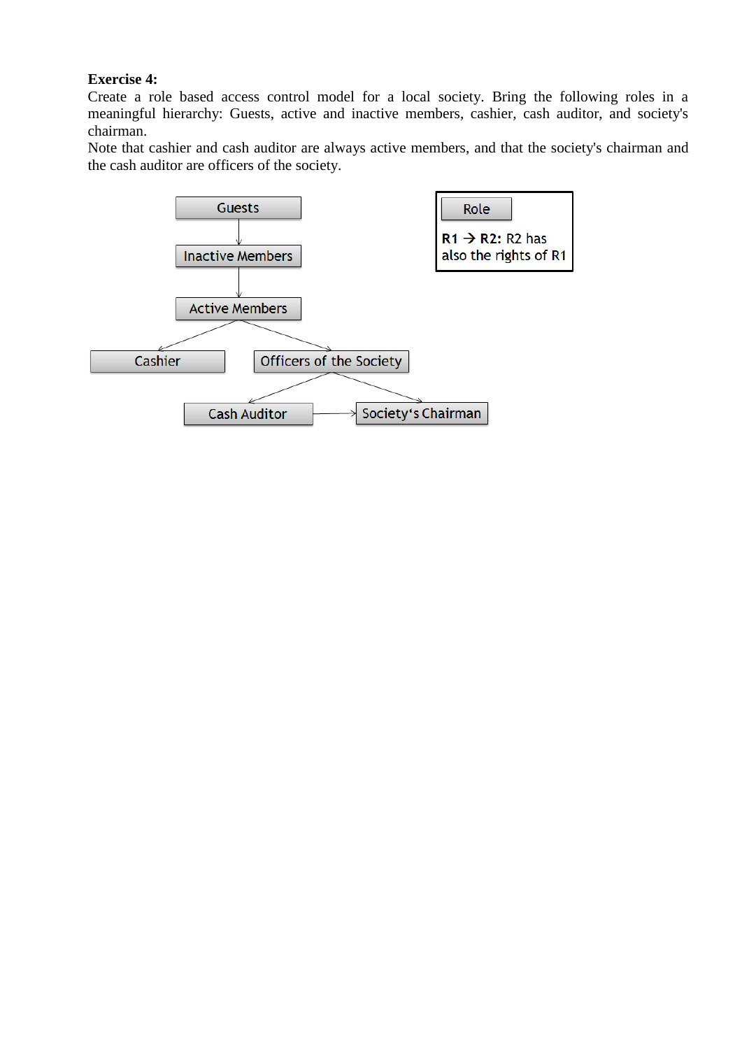**Exercise 4:**

Create a role based access control model for a local society. Bring the following roles in a meaningful hierarchy: Guests, active and inactive members, cashier, cash auditor, and society's chairman.

Note that cashier and cash auditor are always active members, and that the society's chairman and the cash auditor are officers of the society.

Guests

Inactive Members

Active Members

Cashier

Officers of the Society

Cash Auditor

Society's Chairman

Role

**R1 → R2:** R2 has also the rights of R1